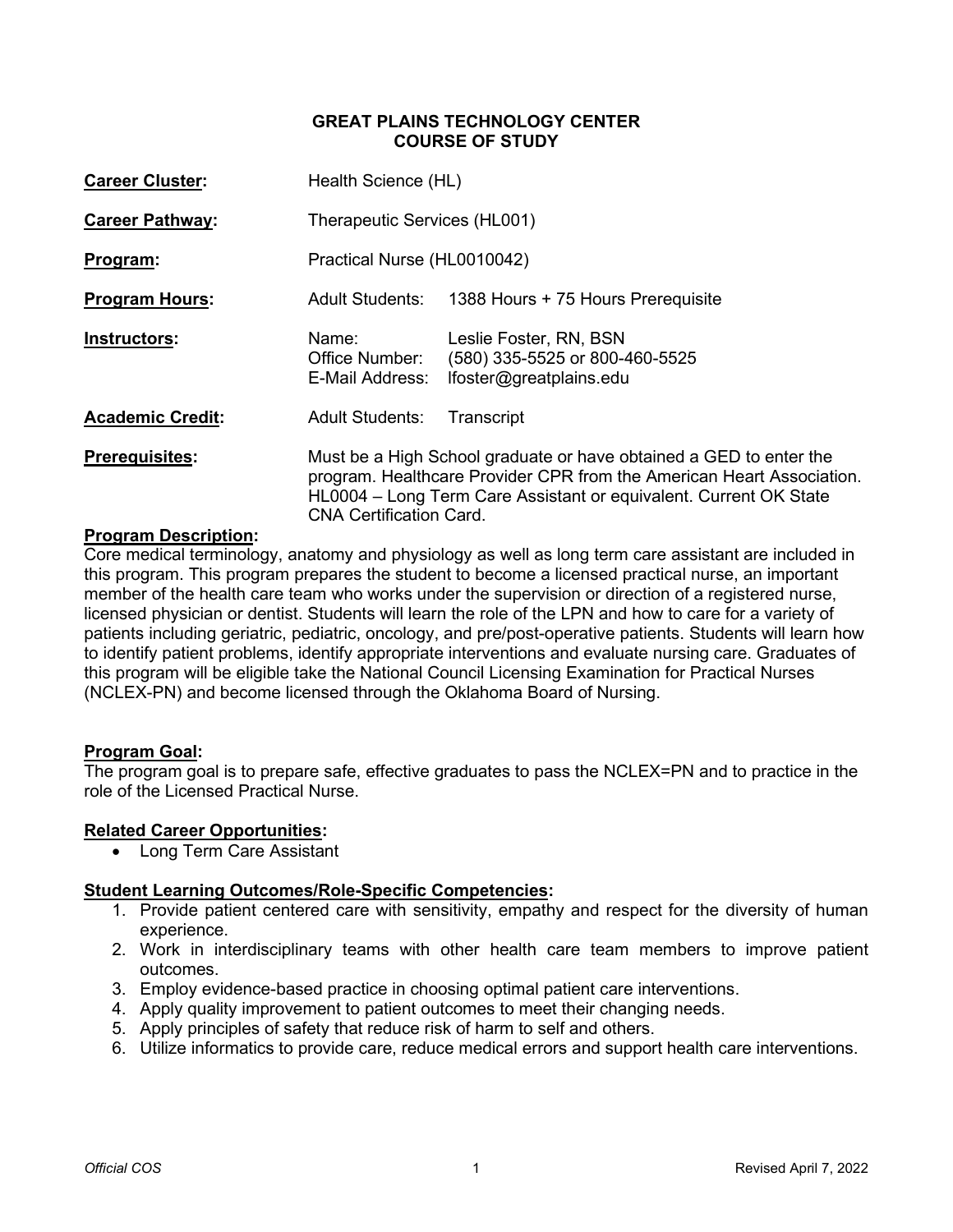# GREAT PLAINS TECHNOLOGY CENTER
## COURSE OF STUDY

| | | |
|---|---|---|
| **Career Cluster:** | Health Science (HL) | |
| **Career Pathway:** | Therapeutic Services (HL001) | |
| **Program:** | Practical Nurse (HL0010042) | |
| **Program Hours:** | Adult Students: | 1388 Hours + 75 Hours Prerequisite |
| **Instructors:** | Name:<br>Office Number:<br>E-Mail Address: | Leslie Foster, RN, BSN<br>(580) 335-5525 or 800-460-5525<br>lfoster@greatplains.edu |
| **Academic Credit:** | Adult Students: | Transcript |
| **Prerequisites:** | Must be a High School graduate or have obtained a GED to enter the program. Healthcare Provider CPR from the American Heart Association. HL0004 – Long Term Care Assistant or equivalent. Current OK State CNA Certification Card. | |

**Program Description:**

Core medical terminology, anatomy and physiology as well as long term care assistant are included in this program. This program prepares the student to become a licensed practical nurse, an important member of the health care team who works under the supervision or direction of a registered nurse, licensed physician or dentist. Students will learn the role of the LPN and how to care for a variety of patients including geriatric, pediatric, oncology, and pre/post-operative patients. Students will learn how to identify patient problems, identify appropriate interventions and evaluate nursing care. Graduates of this program will be eligible take the National Council Licensing Examination for Practical Nurses (NCLEX-PN) and become licensed through the Oklahoma Board of Nursing.

**Program Goal:**

The program goal is to prepare safe, effective graduates to pass the NCLEX=PN and to practice in the role of the Licensed Practical Nurse.

**Related Career Opportunities:**

- Long Term Care Assistant

**Student Learning Outcomes/Role-Specific Competencies:**

1. Provide patient centered care with sensitivity, empathy and respect for the diversity of human experience.
2. Work in interdisciplinary teams with other health care team members to improve patient outcomes.
3. Employ evidence-based practice in choosing optimal patient care interventions.
4. Apply quality improvement to patient outcomes to meet their changing needs.
5. Apply principles of safety that reduce risk of harm to self and others.
6. Utilize informatics to provide care, reduce medical errors and support health care interventions.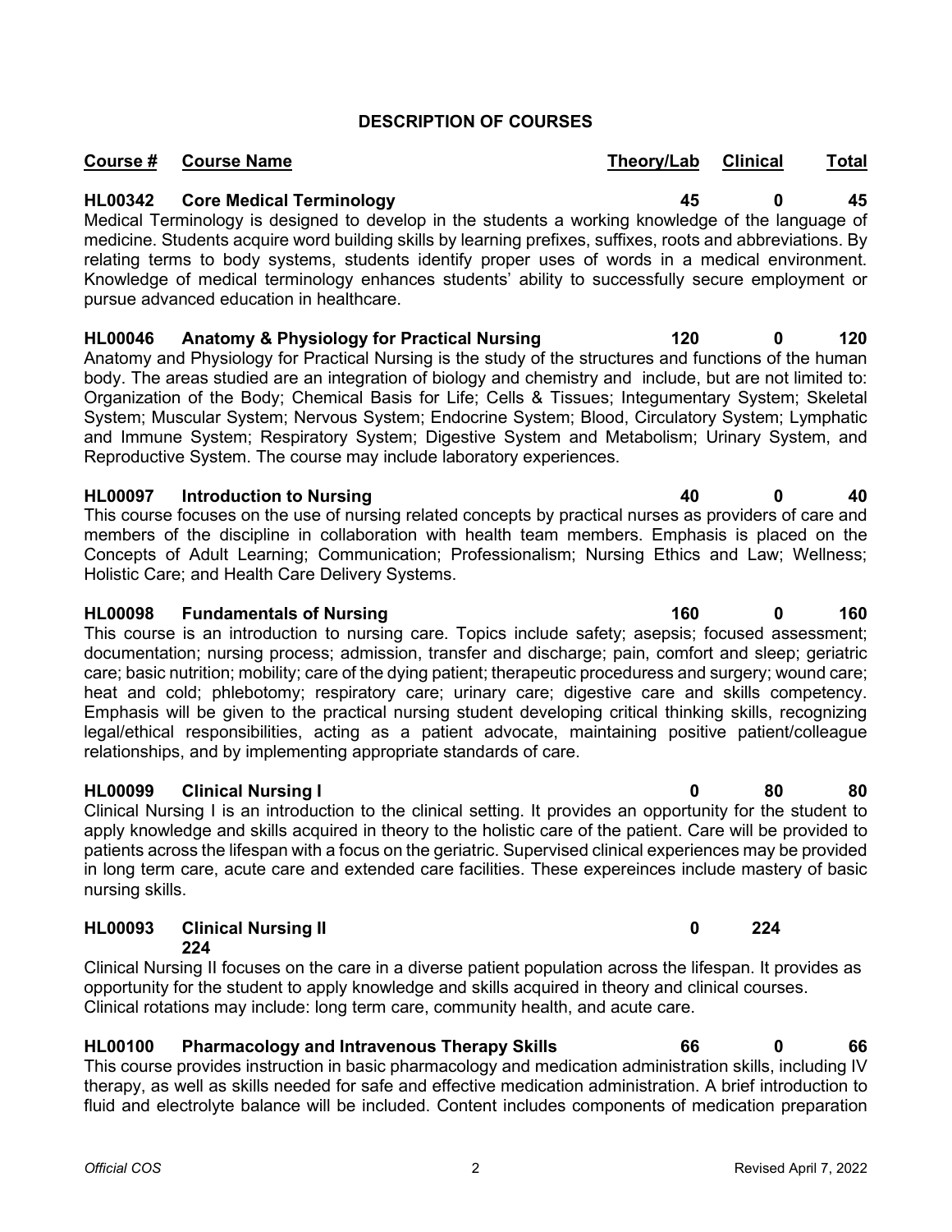## DESCRIPTION OF COURSES

| Course # | Course Name | Theory/Lab | Clinical | Total |
|---|---|---|---|---|
| **HL00342** | **Core Medical Terminology** | **45** | **0** | **45** |

Medical Terminology is designed to develop in the students a working knowledge of the language of medicine. Students acquire word building skills by learning prefixes, suffixes, roots and abbreviations. By relating terms to body systems, students identify proper uses of words in a medical environment. Knowledge of medical terminology enhances students' ability to successfully secure employment or pursue advanced education in healthcare.

| Course # | Course Name | Theory/Lab | Clinical | Total |
|---|---|---|---|---|
| **HL00046** | **Anatomy & Physiology for Practical Nursing** | **120** | **0** | **120** |

Anatomy and Physiology for Practical Nursing is the study of the structures and functions of the human body. The areas studied are an integration of biology and chemistry and include, but are not limited to: Organization of the Body; Chemical Basis for Life; Cells & Tissues; Integumentary System; Skeletal System; Muscular System; Nervous System; Endocrine System; Blood, Circulatory System; Lymphatic and Immune System; Respiratory System; Digestive System and Metabolism; Urinary System, and Reproductive System. The course may include laboratory experiences.

| Course # | Course Name | Theory/Lab | Clinical | Total |
|---|---|---|---|---|
| **HL00097** | **Introduction to Nursing** | **40** | **0** | **40** |

This course focuses on the use of nursing related concepts by practical nurses as providers of care and members of the discipline in collaboration with health team members. Emphasis is placed on the Concepts of Adult Learning; Communication; Professionalism; Nursing Ethics and Law; Wellness; Holistic Care; and Health Care Delivery Systems.

| Course # | Course Name | Theory/Lab | Clinical | Total |
|---|---|---|---|---|
| **HL00098** | **Fundamentals of Nursing** | **160** | **0** | **160** |

This course is an introduction to nursing care. Topics include safety; asepsis; focused assessment; documentation; nursing process; admission, transfer and discharge; pain, comfort and sleep; geriatric care; basic nutrition; mobility; care of the dying patient; therapeutic proceduress and surgery; wound care; heat and cold; phlebotomy; respiratory care; urinary care; digestive care and skills competency. Emphasis will be given to the practical nursing student developing critical thinking skills, recognizing legal/ethical responsibilities, acting as a patient advocate, maintaining positive patient/colleague relationships, and by implementing appropriate standards of care.

| Course # | Course Name | Theory/Lab | Clinical | Total |
|---|---|---|---|---|
| **HL00099** | **Clinical Nursing I** | **0** | **80** | **80** |

Clinical Nursing I is an introduction to the clinical setting. It provides an opportunity for the student to apply knowledge and skills acquired in theory to the holistic care of the patient. Care will be provided to patients across the lifespan with a focus on the geriatric. Supervised clinical experiences may be provided in long term care, acute care and extended care facilities. These expereinces include mastery of basic nursing skills.

| Course # | Course Name | Theory/Lab | Clinical | Total |
|---|---|---|---|---|
| **HL00093** | **Clinical Nursing II** | **0** | **224** | **224** |

Clinical Nursing II focuses on the care in a diverse patient population across the lifespan. It provides as opportunity for the student to apply knowledge and skills acquired in theory and clinical courses. Clinical rotations may include: long term care, community health, and acute care.

| Course # | Course Name | Theory/Lab | Clinical | Total |
|---|---|---|---|---|
| **HL00100** | **Pharmacology and Intravenous Therapy Skills** | **66** | **0** | **66** |

This course provides instruction in basic pharmacology and medication administration skills, including IV therapy, as well as skills needed for safe and effective medication administration. A brief introduction to fluid and electrolyte balance will be included. Content includes components of medication preparation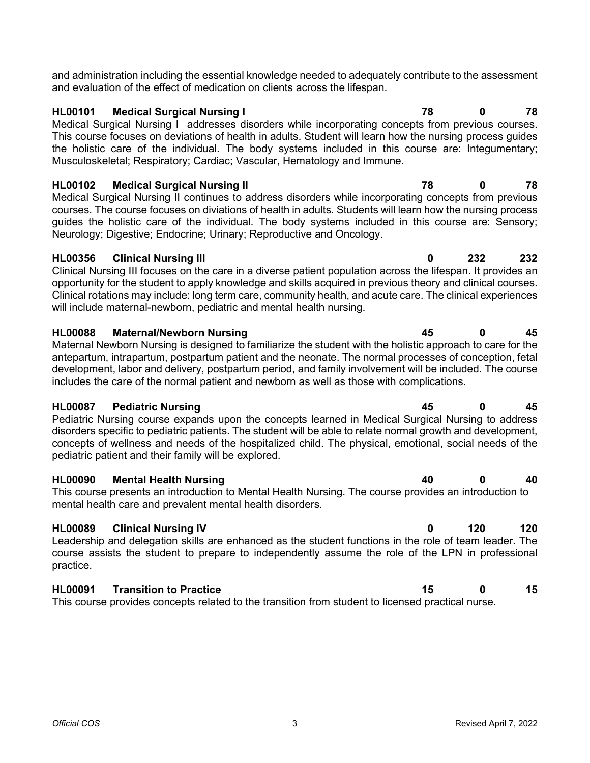and administration including the essential knowledge needed to adequately contribute to the assessment and evaluation of the effect of medication on clients across the lifespan.

**HL00101 Medical Surgical Nursing I** **78** **0** **78**

Medical Surgical Nursing I addresses disorders while incorporating concepts from previous courses. This course focuses on deviations of health in adults. Student will learn how the nursing process guides the holistic care of the individual. The body systems included in this course are: Integumentary; Musculoskeletal; Respiratory; Cardiac; Vascular, Hematology and Immune.

**HL00102 Medical Surgical Nursing II** **78** **0** **78**

Medical Surgical Nursing II continues to address disorders while incorporating concepts from previous courses. The course focuses on diviations of health in adults. Students will learn how the nursing process guides the holistic care of the individual. The body systems included in this course are: Sensory; Neurology; Digestive; Endocrine; Urinary; Reproductive and Oncology.

**HL00356 Clinical Nursing III** **0** **232** **232**

Clinical Nursing III focuses on the care in a diverse patient population across the lifespan. It provides an opportunity for the student to apply knowledge and skills acquired in previous theory and clinical courses. Clinical rotations may include: long term care, community health, and acute care. The clinical experiences will include maternal-newborn, pediatric and mental health nursing.

**HL00088 Maternal/Newborn Nursing** **45** **0** **45**

Maternal Newborn Nursing is designed to familiarize the student with the holistic approach to care for the antepartum, intrapartum, postpartum patient and the neonate. The normal processes of conception, fetal development, labor and delivery, postpartum period, and family involvement will be included. The course includes the care of the normal patient and newborn as well as those with complications.

**HL00087 Pediatric Nursing** **45** **0** **45**

Pediatric Nursing course expands upon the concepts learned in Medical Surgical Nursing to address disorders specific to pediatric patients. The student will be able to relate normal growth and development, concepts of wellness and needs of the hospitalized child. The physical, emotional, social needs of the pediatric patient and their family will be explored.

**HL00090 Mental Health Nursing** **40** **0** **40**

This course presents an introduction to Mental Health Nursing. The course provides an introduction to mental health care and prevalent mental health disorders.

**HL00089 Clinical Nursing IV** **0** **120** **120**

Leadership and delegation skills are enhanced as the student functions in the role of team leader. The course assists the student to prepare to independently assume the role of the LPN in professional practice.

**HL00091 Transition to Practice** **15** **0** **15**

This course provides concepts related to the transition from student to licensed practical nurse.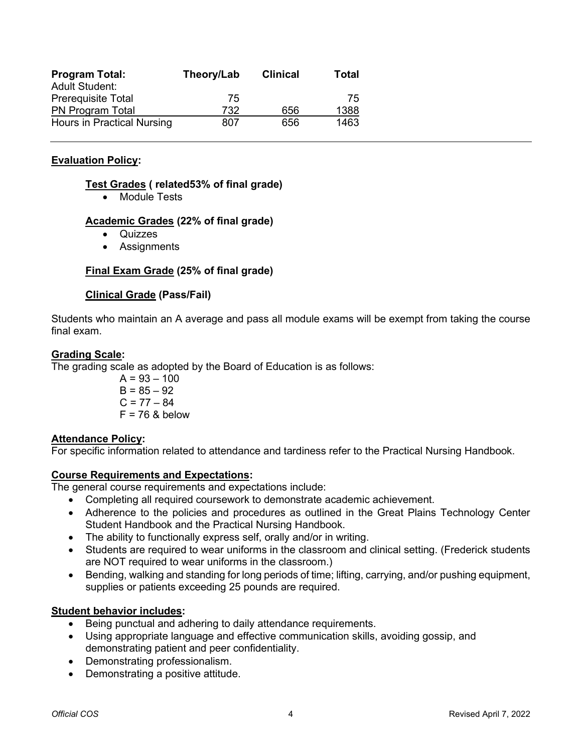| Program Total: | Theory/Lab | Clinical | Total |
|---|---|---|---|
| Adult Student: | | | |
| Prerequisite Total | 75 | | 75 |
| PN Program Total | 732 | 656 | 1388 |
| Hours in Practical Nursing | 807 | 656 | 1463 |

---

**Evaluation Policy:**

**Test Grades ( related53% of final grade)**

- Module Tests

**Academic Grades (22% of final grade)**

- Quizzes
- Assignments

**Final Exam Grade (25% of final grade)**

**Clinical Grade (Pass/Fail)**

Students who maintain an A average and pass all module exams will be exempt from taking the course final exam.

**Grading Scale:**

The grading scale as adopted by the Board of Education is as follows:

A = 93 – 100
B = 85 – 92
C = 77 – 84
F = 76 & below

**Attendance Policy:**

For specific information related to attendance and tardiness refer to the Practical Nursing Handbook.

**Course Requirements and Expectations:**

The general course requirements and expectations include:

- Completing all required coursework to demonstrate academic achievement.
- Adherence to the policies and procedures as outlined in the Great Plains Technology Center Student Handbook and the Practical Nursing Handbook.
- The ability to functionally express self, orally and/or in writing.
- Students are required to wear uniforms in the classroom and clinical setting. (Frederick students are NOT required to wear uniforms in the classroom.)
- Bending, walking and standing for long periods of time; lifting, carrying, and/or pushing equipment, supplies or patients exceeding 25 pounds are required.

**Student behavior includes:**

- Being punctual and adhering to daily attendance requirements.
- Using appropriate language and effective communication skills, avoiding gossip, and demonstrating patient and peer confidentiality.
- Demonstrating professionalism.
- Demonstrating a positive attitude.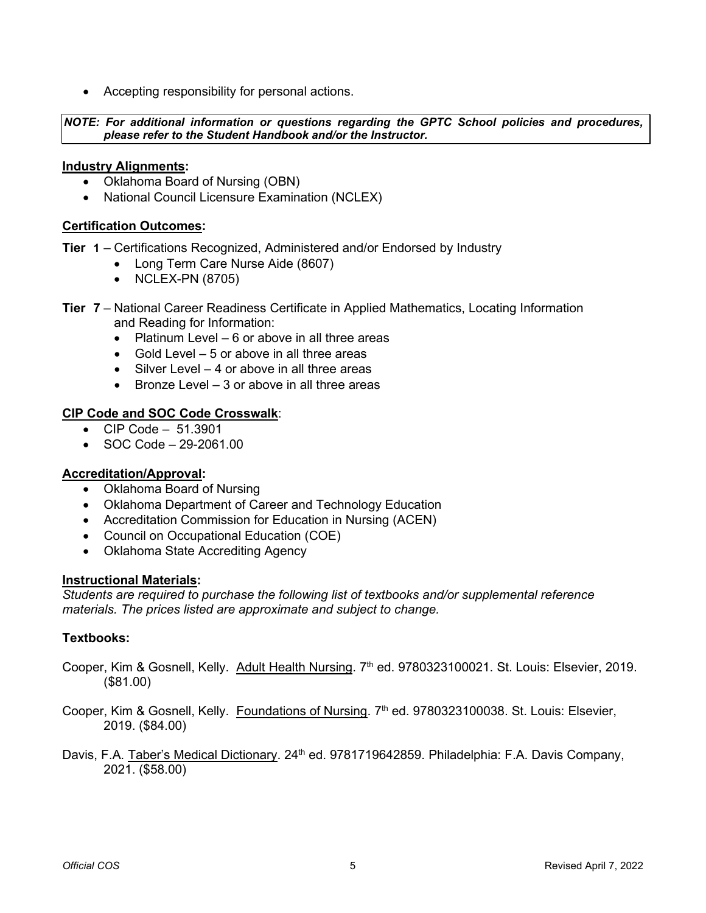- Accepting responsibility for personal actions.

***NOTE: For additional information or questions regarding the GPTC School policies and procedures, please refer to the Student Handbook and/or the Instructor.***

**Industry Alignments:**

- Oklahoma Board of Nursing (OBN)
- National Council Licensure Examination (NCLEX)

**Certification Outcomes:**

**Tier 1** – Certifications Recognized, Administered and/or Endorsed by Industry

- Long Term Care Nurse Aide (8607)
- NCLEX-PN (8705)

**Tier 7** – National Career Readiness Certificate in Applied Mathematics, Locating Information and Reading for Information:

- Platinum Level – 6 or above in all three areas
- Gold Level – 5 or above in all three areas
- Silver Level – 4 or above in all three areas
- Bronze Level – 3 or above in all three areas

**CIP Code and SOC Code Crosswalk**:

- CIP Code – 51.3901
- SOC Code – 29-2061.00

**Accreditation/Approval:**

- Oklahoma Board of Nursing
- Oklahoma Department of Career and Technology Education
- Accreditation Commission for Education in Nursing (ACEN)
- Council on Occupational Education (COE)
- Oklahoma State Accrediting Agency

**Instructional Materials:**

*Students are required to purchase the following list of textbooks and/or supplemental reference materials. The prices listed are approximate and subject to change.*

**Textbooks:**

Cooper, Kim & Gosnell, Kelly. Adult Health Nursing. 7th ed. 9780323100021. St. Louis: Elsevier, 2019. ($81.00)

Cooper, Kim & Gosnell, Kelly. Foundations of Nursing. 7th ed. 9780323100038. St. Louis: Elsevier, 2019. ($84.00)

Davis, F.A. Taber's Medical Dictionary. 24th ed. 9781719642859. Philadelphia: F.A. Davis Company, 2021. ($58.00)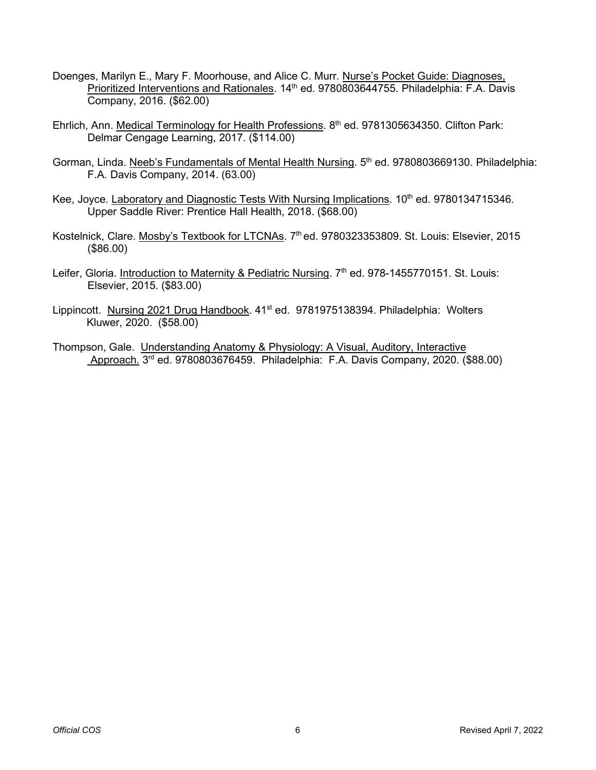Doenges, Marilyn E., Mary F. Moorhouse, and Alice C. Murr. Nurse's Pocket Guide: Diagnoses, Prioritized Interventions and Rationales. 14th ed. 9780803644755. Philadelphia: F.A. Davis Company, 2016. ($62.00)

Ehrlich, Ann. Medical Terminology for Health Professions. 8th ed. 9781305634350. Clifton Park: Delmar Cengage Learning, 2017. ($114.00)

Gorman, Linda. Neeb's Fundamentals of Mental Health Nursing. 5th ed. 9780803669130. Philadelphia: F.A. Davis Company, 2014. (63.00)

Kee, Joyce. Laboratory and Diagnostic Tests With Nursing Implications. 10th ed. 9780134715346. Upper Saddle River: Prentice Hall Health, 2018. ($68.00)

Kostelnick, Clare. Mosby's Textbook for LTCNAs. 7th ed. 9780323353809. St. Louis: Elsevier, 2015 ($86.00)

Leifer, Gloria. Introduction to Maternity & Pediatric Nursing. 7th ed. 978-1455770151. St. Louis: Elsevier, 2015. ($83.00)

Lippincott. Nursing 2021 Drug Handbook. 41st ed. 9781975138394. Philadelphia: Wolters Kluwer, 2020. ($58.00)

Thompson, Gale. Understanding Anatomy & Physiology: A Visual, Auditory, Interactive Approach. 3rd ed. 9780803676459. Philadelphia: F.A. Davis Company, 2020. ($88.00)